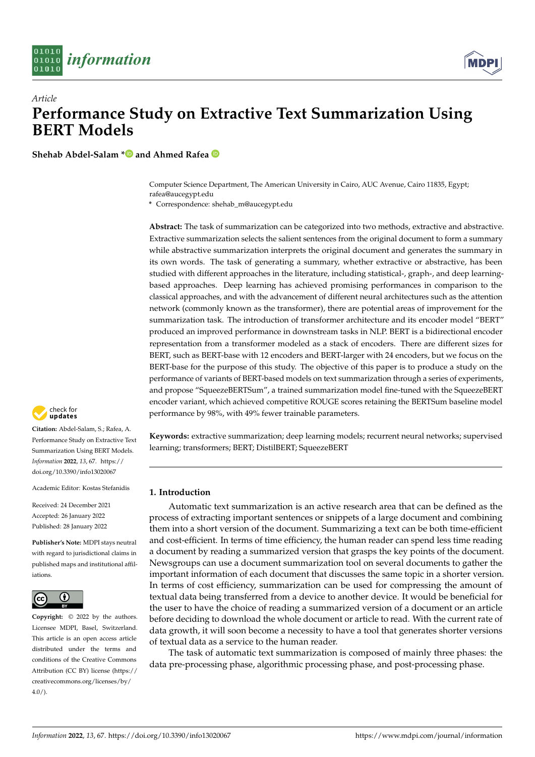*Article*

# Performance Study on Extractive Text Summarization Using BERT Models

**Shehab Abdel-Salam * and Ahmed Rafea**

Computer Science Department, The American University in Cairo, AUC Avenue, Cairo 11835, Egypt; rafea@aucegypt.edu

\* Correspondence: shehab_m@aucegypt.edu

**Abstract:** The task of summarization can be categorized into two methods, extractive and abstractive. Extractive summarization selects the salient sentences from the original document to form a summary while abstractive summarization interprets the original document and generates the summary in its own words. The task of generating a summary, whether extractive or abstractive, has been studied with different approaches in the literature, including statistical-, graph-, and deep learning-based approaches. Deep learning has achieved promising performances in comparison to the classical approaches, and with the advancement of different neural architectures such as the attention network (commonly known as the transformer), there are potential areas of improvement for the summarization task. The introduction of transformer architecture and its encoder model "BERT" produced an improved performance in downstream tasks in NLP. BERT is a bidirectional encoder representation from a transformer modeled as a stack of encoders. There are different sizes for BERT, such as BERT-base with 12 encoders and BERT-larger with 24 encoders, but we focus on the BERT-base for the purpose of this study. The objective of this paper is to produce a study on the performance of variants of BERT-based models on text summarization through a series of experiments, and propose "SqueezeBERTSum", a trained summarization model fine-tuned with the SqueezeBERT encoder variant, which achieved competitive ROUGE scores retaining the BERTSum baseline model performance by 98%, with 49% fewer trainable parameters.

**Keywords:** extractive summarization; deep learning models; recurrent neural networks; supervised learning; transformers; BERT; DistilBERT; SqueezeBERT

**Citation:** Abdel-Salam, S.; Rafea, A. Performance Study on Extractive Text Summarization Using BERT Models. *Information* **2022**, *13*, 67. https://doi.org/10.3390/info13020067

Academic Editor: Kostas Stefanidis

Received: 24 December 2021
Accepted: 26 January 2022
Published: 28 January 2022

**Publisher's Note:** MDPI stays neutral with regard to jurisdictional claims in published maps and institutional affiliations.

**Copyright:** © 2022 by the authors. Licensee MDPI, Basel, Switzerland. This article is an open access article distributed under the terms and conditions of the Creative Commons Attribution (CC BY) license (https://creativecommons.org/licenses/by/4.0/).

## 1. Introduction

Automatic text summarization is an active research area that can be defined as the process of extracting important sentences or snippets of a large document and combining them into a short version of the document. Summarizing a text can be both time-efficient and cost-efficient. In terms of time efficiency, the human reader can spend less time reading a document by reading a summarized version that grasps the key points of the document. Newsgroups can use a document summarization tool on several documents to gather the important information of each document that discusses the same topic in a shorter version. In terms of cost efficiency, summarization can be used for compressing the amount of textual data being transferred from a device to another device. It would be beneficial for the user to have the choice of reading a summarized version of a document or an article before deciding to download the whole document or article to read. With the current rate of data growth, it will soon become a necessity to have a tool that generates shorter versions of textual data as a service to the human reader.

The task of automatic text summarization is composed of mainly three phases: the data pre-processing phase, algorithmic processing phase, and post-processing phase.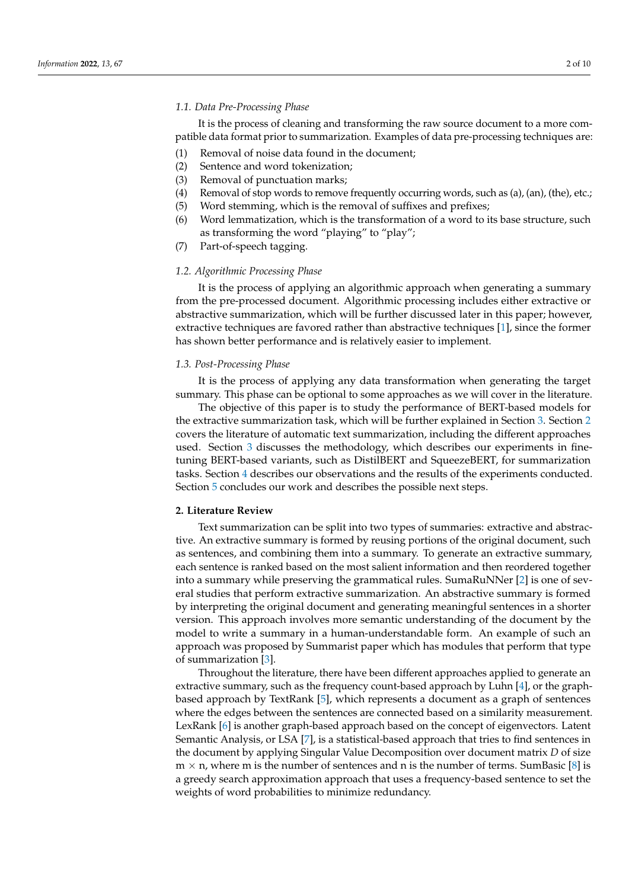### 1.1. Data Pre-Processing Phase

It is the process of cleaning and transforming the raw source document to a more compatible data format prior to summarization. Examples of data pre-processing techniques are:

(1) Removal of noise data found in the document;
(2) Sentence and word tokenization;
(3) Removal of punctuation marks;
(4) Removal of stop words to remove frequently occurring words, such as (a), (an), (the), etc.;
(5) Word stemming, which is the removal of suffixes and prefixes;
(6) Word lemmatization, which is the transformation of a word to its base structure, such as transforming the word "playing" to "play";
(7) Part-of-speech tagging.

### 1.2. Algorithmic Processing Phase

It is the process of applying an algorithmic approach when generating a summary from the pre-processed document. Algorithmic processing includes either extractive or abstractive summarization, which will be further discussed later in this paper; however, extractive techniques are favored rather than abstractive techniques [1], since the former has shown better performance and is relatively easier to implement.

### 1.3. Post-Processing Phase

It is the process of applying any data transformation when generating the target summary. This phase can be optional to some approaches as we will cover in the literature.

The objective of this paper is to study the performance of BERT-based models for the extractive summarization task, which will be further explained in Section 3. Section 2 covers the literature of automatic text summarization, including the different approaches used. Section 3 discusses the methodology, which describes our experiments in fine-tuning BERT-based variants, such as DistilBERT and SqueezeBERT, for summarization tasks. Section 4 describes our observations and the results of the experiments conducted. Section 5 concludes our work and describes the possible next steps.

## 2. Literature Review

Text summarization can be split into two types of summaries: extractive and abstractive. An extractive summary is formed by reusing portions of the original document, such as sentences, and combining them into a summary. To generate an extractive summary, each sentence is ranked based on the most salient information and then reordered together into a summary while preserving the grammatical rules. SumaRuNNer [2] is one of several studies that perform extractive summarization. An abstractive summary is formed by interpreting the original document and generating meaningful sentences in a shorter version. This approach involves more semantic understanding of the document by the model to write a summary in a human-understandable form. An example of such an approach was proposed by Summarist paper which has modules that perform that type of summarization [3].

Throughout the literature, there have been different approaches applied to generate an extractive summary, such as the frequency count-based approach by Luhn [4], or the graph-based approach by TextRank [5], which represents a document as a graph of sentences where the edges between the sentences are connected based on a similarity measurement. LexRank [6] is another graph-based approach based on the concept of eigenvectors. Latent Semantic Analysis, or LSA [7], is a statistical-based approach that tries to find sentences in the document by applying Singular Value Decomposition over document matrix $D$ of size $m \times n$, where m is the number of sentences and n is the number of terms. SumBasic [8] is a greedy search approximation approach that uses a frequency-based sentence to set the weights of word probabilities to minimize redundancy.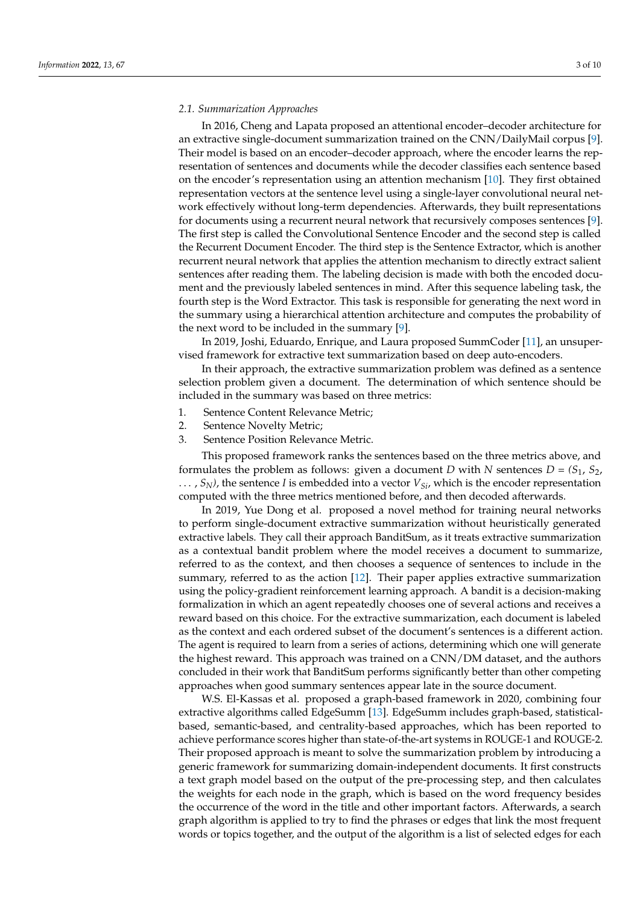### 2.1. Summarization Approaches

In 2016, Cheng and Lapata proposed an attentional encoder–decoder architecture for an extractive single-document summarization trained on the CNN/DailyMail corpus [9]. Their model is based on an encoder–decoder approach, where the encoder learns the representation of sentences and documents while the decoder classifies each sentence based on the encoder's representation using an attention mechanism [10]. They first obtained representation vectors at the sentence level using a single-layer convolutional neural network effectively without long-term dependencies. Afterwards, they built representations for documents using a recurrent neural network that recursively composes sentences [9]. The first step is called the Convolutional Sentence Encoder and the second step is called the Recurrent Document Encoder. The third step is the Sentence Extractor, which is another recurrent neural network that applies the attention mechanism to directly extract salient sentences after reading them. The labeling decision is made with both the encoded document and the previously labeled sentences in mind. After this sequence labeling task, the fourth step is the Word Extractor. This task is responsible for generating the next word in the summary using a hierarchical attention architecture and computes the probability of the next word to be included in the summary [9].

In 2019, Joshi, Eduardo, Enrique, and Laura proposed SummCoder [11], an unsupervised framework for extractive text summarization based on deep auto-encoders.

In their approach, the extractive summarization problem was defined as a sentence selection problem given a document. The determination of which sentence should be included in the summary was based on three metrics:

1. Sentence Content Relevance Metric;
2. Sentence Novelty Metric;
3. Sentence Position Relevance Metric.

This proposed framework ranks the sentences based on the three metrics above, and formulates the problem as follows: given a document $D$ with $N$ sentences $D = (S_1, S_2, \ldots, S_N)$, the sentence $I$ is embedded into a vector $V_{Si}$, which is the encoder representation computed with the three metrics mentioned before, and then decoded afterwards.

In 2019, Yue Dong et al. proposed a novel method for training neural networks to perform single-document extractive summarization without heuristically generated extractive labels. They call their approach BanditSum, as it treats extractive summarization as a contextual bandit problem where the model receives a document to summarize, referred to as the context, and then chooses a sequence of sentences to include in the summary, referred to as the action [12]. Their paper applies extractive summarization using the policy-gradient reinforcement learning approach. A bandit is a decision-making formalization in which an agent repeatedly chooses one of several actions and receives a reward based on this choice. For the extractive summarization, each document is labeled as the context and each ordered subset of the document's sentences is a different action. The agent is required to learn from a series of actions, determining which one will generate the highest reward. This approach was trained on a CNN/DM dataset, and the authors concluded in their work that BanditSum performs significantly better than other competing approaches when good summary sentences appear late in the source document.

W.S. El-Kassas et al. proposed a graph-based framework in 2020, combining four extractive algorithms called EdgeSumm [13]. EdgeSumm includes graph-based, statistical-based, semantic-based, and centrality-based approaches, which has been reported to achieve performance scores higher than state-of-the-art systems in ROUGE-1 and ROUGE-2. Their proposed approach is meant to solve the summarization problem by introducing a generic framework for summarizing domain-independent documents. It first constructs a text graph model based on the output of the pre-processing step, and then calculates the weights for each node in the graph, which is based on the word frequency besides the occurrence of the word in the title and other important factors. Afterwards, a search graph algorithm is applied to try to find the phrases or edges that link the most frequent words or topics together, and the output of the algorithm is a list of selected edges for each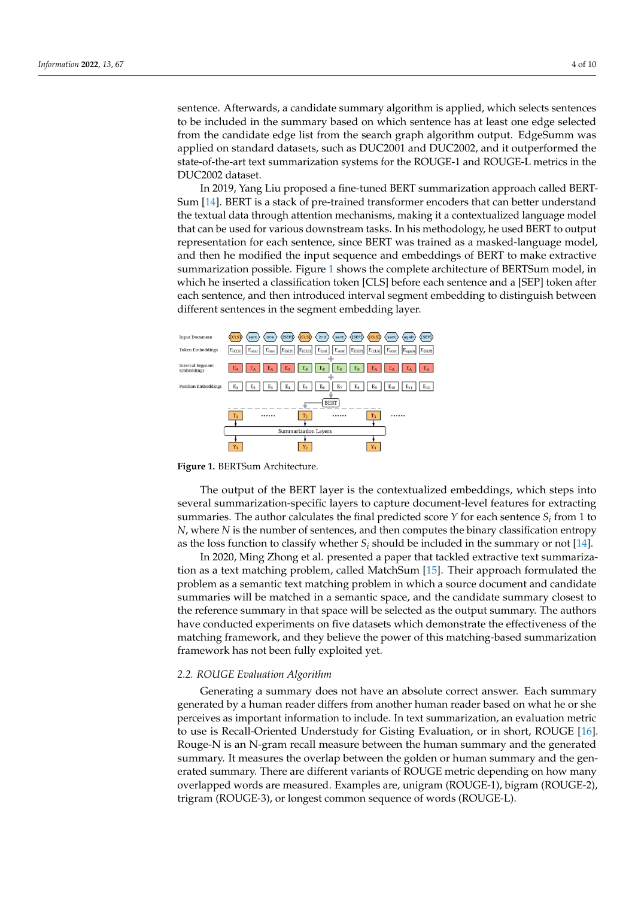sentence. Afterwards, a candidate summary algorithm is applied, which selects sentences to be included in the summary based on which sentence has at least one edge selected from the candidate edge list from the search graph algorithm output. EdgeSumm was applied on standard datasets, such as DUC2001 and DUC2002, and it outperformed the state-of-the-art text summarization systems for the ROUGE-1 and ROUGE-L metrics in the DUC2002 dataset.

In 2019, Yang Liu proposed a fine-tuned BERT summarization approach called BERTSum [14]. BERT is a stack of pre-trained transformer encoders that can better understand the textual data through attention mechanisms, making it a contextualized language model that can be used for various downstream tasks. In his methodology, he used BERT to output representation for each sentence, since BERT was trained as a masked-language model, and then he modified the input sequence and embeddings of BERT to make extractive summarization possible. Figure 1 shows the complete architecture of BERTSum model, in which he inserted a classification token [CLS] before each sentence and a [SEP] token after each sentence, and then introduced interval segment embedding to distinguish between different sentences in the segment embedding layer.

**Figure 1.** BERTSum Architecture.

The output of the BERT layer is the contextualized embeddings, which steps into several summarization-specific layers to capture document-level features for extracting summaries. The author calculates the final predicted score $Y$ for each sentence $S_i$ from 1 to $N$, where $N$ is the number of sentences, and then computes the binary classification entropy as the loss function to classify whether $S_i$ should be included in the summary or not [14].

In 2020, Ming Zhong et al. presented a paper that tackled extractive text summarization as a text matching problem, called MatchSum [15]. Their approach formulated the problem as a semantic text matching problem in which a source document and candidate summaries will be matched in a semantic space, and the candidate summary closest to the reference summary in that space will be selected as the output summary. The authors have conducted experiments on five datasets which demonstrate the effectiveness of the matching framework, and they believe the power of this matching-based summarization framework has not been fully exploited yet.

### *2.2. ROUGE Evaluation Algorithm*

Generating a summary does not have an absolute correct answer. Each summary generated by a human reader differs from another human reader based on what he or she perceives as important information to include. In text summarization, an evaluation metric to use is Recall-Oriented Understudy for Gisting Evaluation, or in short, ROUGE [16]. Rouge-N is an N-gram recall measure between the human summary and the generated summary. It measures the overlap between the golden or human summary and the generated summary. There are different variants of ROUGE metric depending on how many overlapped words are measured. Examples are, unigram (ROUGE-1), bigram (ROUGE-2), trigram (ROUGE-3), or longest common sequence of words (ROUGE-L).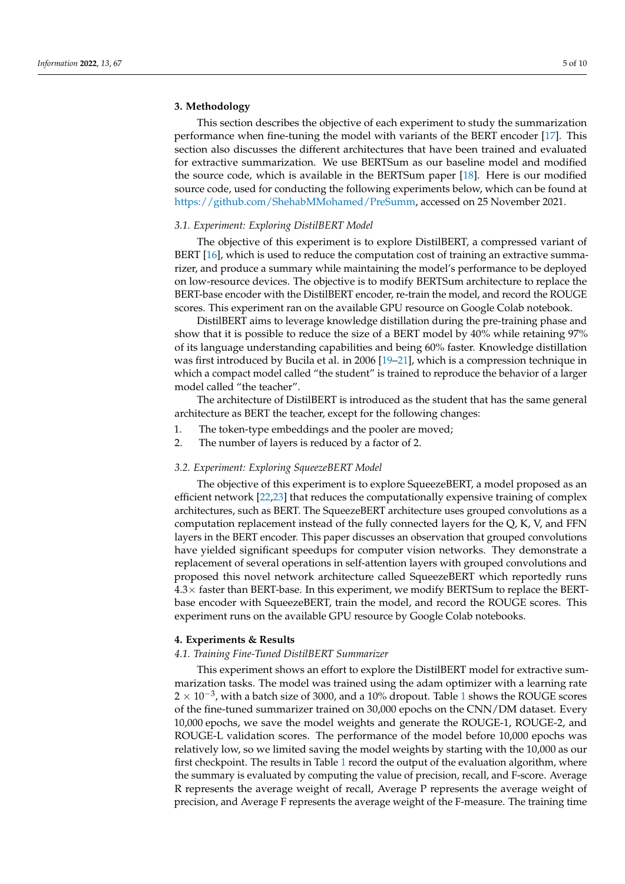## 3. Methodology

This section describes the objective of each experiment to study the summarization performance when fine-tuning the model with variants of the BERT encoder [17]. This section also discusses the different architectures that have been trained and evaluated for extractive summarization. We use BERTSum as our baseline model and modified the source code, which is available in the BERTSum paper [18]. Here is our modified source code, used for conducting the following experiments below, which can be found at https://github.com/ShehabMMohamed/PreSumm, accessed on 25 November 2021.

### *3.1. Experiment: Exploring DistilBERT Model*

The objective of this experiment is to explore DistilBERT, a compressed variant of BERT [16], which is used to reduce the computation cost of training an extractive summarizer, and produce a summary while maintaining the model's performance to be deployed on low-resource devices. The objective is to modify BERTSum architecture to replace the BERT-base encoder with the DistilBERT encoder, re-train the model, and record the ROUGE scores. This experiment ran on the available GPU resource on Google Colab notebook.

DistilBERT aims to leverage knowledge distillation during the pre-training phase and show that it is possible to reduce the size of a BERT model by 40% while retaining 97% of its language understanding capabilities and being 60% faster. Knowledge distillation was first introduced by Bucila et al. in 2006 [19–21], which is a compression technique in which a compact model called "the student" is trained to reproduce the behavior of a larger model called "the teacher".

The architecture of DistilBERT is introduced as the student that has the same general architecture as BERT the teacher, except for the following changes:

1. The token-type embeddings and the pooler are moved;
2. The number of layers is reduced by a factor of 2.

### *3.2. Experiment: Exploring SqueezeBERT Model*

The objective of this experiment is to explore SqueezeBERT, a model proposed as an efficient network [22,23] that reduces the computationally expensive training of complex architectures, such as BERT. The SqueezeBERT architecture uses grouped convolutions as a computation replacement instead of the fully connected layers for the Q, K, V, and FFN layers in the BERT encoder. This paper discusses an observation that grouped convolutions have yielded significant speedups for computer vision networks. They demonstrate a replacement of several operations in self-attention layers with grouped convolutions and proposed this novel network architecture called SqueezeBERT which reportedly runs 4.3× faster than BERT-base. In this experiment, we modify BERTSum to replace the BERT-base encoder with SqueezeBERT, train the model, and record the ROUGE scores. This experiment runs on the available GPU resource by Google Colab notebooks.

## 4. Experiments & Results

### *4.1. Training Fine-Tuned DistilBERT Summarizer*

This experiment shows an effort to explore the DistilBERT model for extractive summarization tasks. The model was trained using the adam optimizer with a learning rate $2 \times 10^{-3}$, with a batch size of 3000, and a 10% dropout. Table 1 shows the ROUGE scores of the fine-tuned summarizer trained on 30,000 epochs on the CNN/DM dataset. Every 10,000 epochs, we save the model weights and generate the ROUGE-1, ROUGE-2, and ROUGE-L validation scores. The performance of the model before 10,000 epochs was relatively low, so we limited saving the model weights by starting with the 10,000 as our first checkpoint. The results in Table 1 record the output of the evaluation algorithm, where the summary is evaluated by computing the value of precision, recall, and F-score. Average R represents the average weight of recall, Average P represents the average weight of precision, and Average F represents the average weight of the F-measure. The training time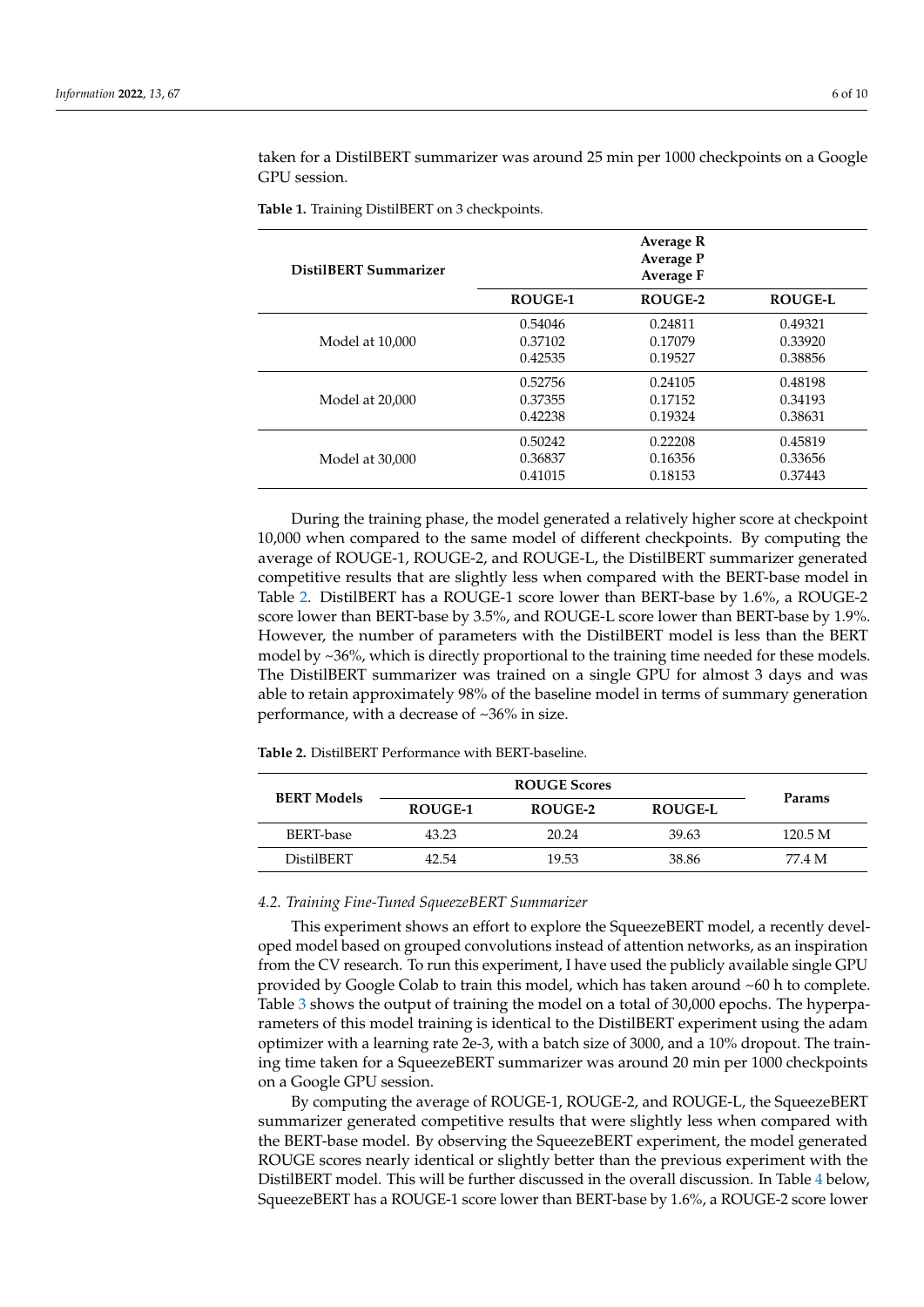taken for a DistilBERT summarizer was around 25 min per 1000 checkpoints on a Google GPU session.

**Table 1.** Training DistilBERT on 3 checkpoints.

| DistilBERT Summarizer | Average R Average P Average F | | |
|---|---|---|---|
| | **ROUGE-1** | **ROUGE-2** | **ROUGE-L** |
| Model at 10,000 | 0.54046<br>0.37102<br>0.42535 | 0.24811<br>0.17079<br>0.19527 | 0.49321<br>0.33920<br>0.38856 |
| Model at 20,000 | 0.52756<br>0.37355<br>0.42238 | 0.24105<br>0.17152<br>0.19324 | 0.48198<br>0.34193<br>0.38631 |
| Model at 30,000 | 0.50242<br>0.36837<br>0.41015 | 0.22208<br>0.16356<br>0.18153 | 0.45819<br>0.33656<br>0.37443 |

During the training phase, the model generated a relatively higher score at checkpoint 10,000 when compared to the same model of different checkpoints. By computing the average of ROUGE-1, ROUGE-2, and ROUGE-L, the DistilBERT summarizer generated competitive results that are slightly less when compared with the BERT-base model in Table 2. DistilBERT has a ROUGE-1 score lower than BERT-base by 1.6%, a ROUGE-2 score lower than BERT-base by 3.5%, and ROUGE-L score lower than BERT-base by 1.9%. However, the number of parameters with the DistilBERT model is less than the BERT model by ~36%, which is directly proportional to the training time needed for these models. The DistilBERT summarizer was trained on a single GPU for almost 3 days and was able to retain approximately 98% of the baseline model in terms of summary generation performance, with a decrease of ~36% in size.

**Table 2.** DistilBERT Performance with BERT-baseline.

| BERT Models | ROUGE Scores | | | Params |
|---|---|---|---|---|
| | ROUGE-1 | ROUGE-2 | ROUGE-L | |
| BERT-base | 43.23 | 20.24 | 39.63 | 120.5 M |
| DistilBERT | 42.54 | 19.53 | 38.86 | 77.4 M |

### *4.2. Training Fine-Tuned SqueezeBERT Summarizer*

This experiment shows an effort to explore the SqueezeBERT model, a recently developed model based on grouped convolutions instead of attention networks, as an inspiration from the CV research. To run this experiment, I have used the publicly available single GPU provided by Google Colab to train this model, which has taken around ~60 h to complete. Table 3 shows the output of training the model on a total of 30,000 epochs. The hyperparameters of this model training is identical to the DistilBERT experiment using the adam optimizer with a learning rate 2e-3, with a batch size of 3000, and a 10% dropout. The training time taken for a SqueezeBERT summarizer was around 20 min per 1000 checkpoints on a Google GPU session.

By computing the average of ROUGE-1, ROUGE-2, and ROUGE-L, the SqueezeBERT summarizer generated competitive results that were slightly less when compared with the BERT-base model. By observing the SqueezeBERT experiment, the model generated ROUGE scores nearly identical or slightly better than the previous experiment with the DistilBERT model. This will be further discussed in the overall discussion. In Table 4 below, SqueezeBERT has a ROUGE-1 score lower than BERT-base by 1.6%, a ROUGE-2 score lower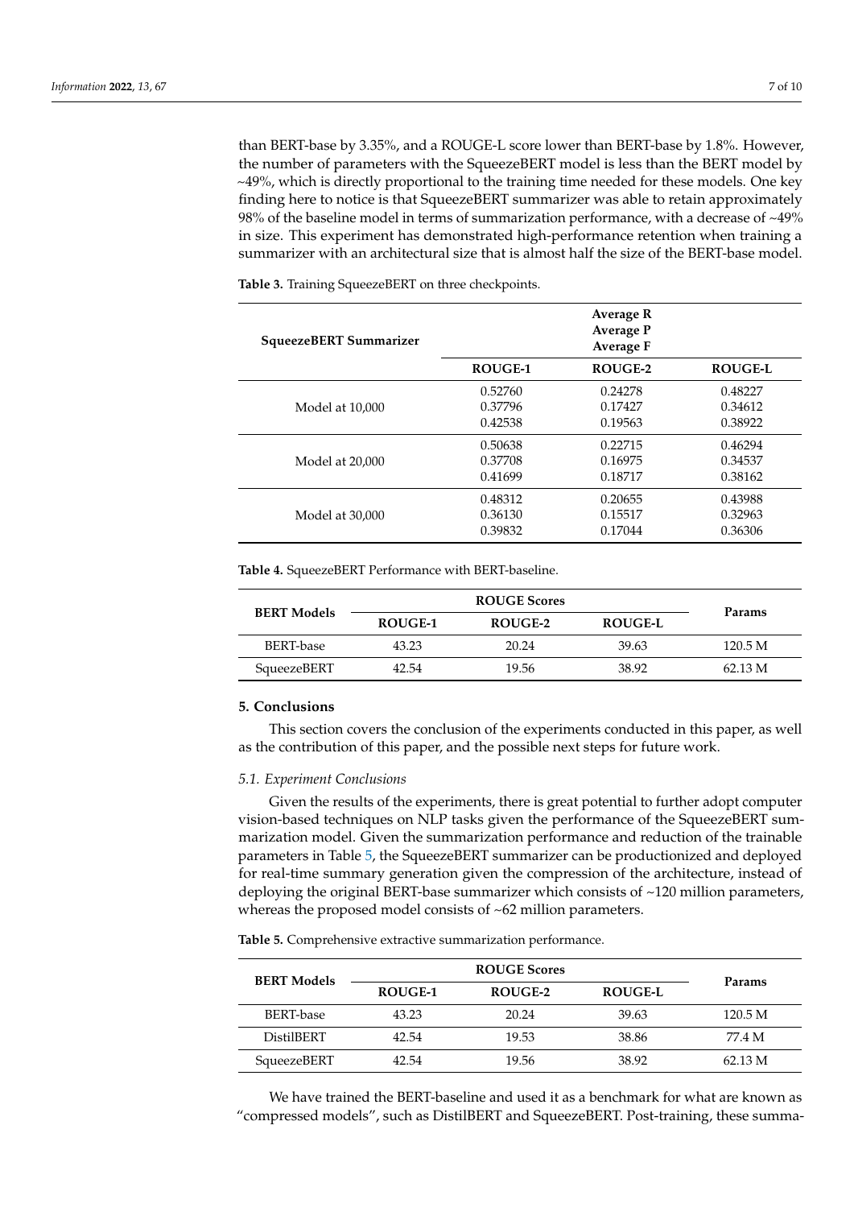than BERT-base by 3.35%, and a ROUGE-L score lower than BERT-base by 1.8%. However, the number of parameters with the SqueezeBERT model is less than the BERT model by ~49%, which is directly proportional to the training time needed for these models. One key finding here to notice is that SqueezeBERT summarizer was able to retain approximately 98% of the baseline model in terms of summarization performance, with a decrease of ~49% in size. This experiment has demonstrated high-performance retention when training a summarizer with an architectural size that is almost half the size of the BERT-base model.

**Table 3.** Training SqueezeBERT on three checkpoints.

| SqueezeBERT Summarizer | Average R<br>Average P<br>Average F | | |
|---|---|---|---|
| | **ROUGE-1** | **ROUGE-2** | **ROUGE-L** |
| Model at 10,000 | 0.52760<br>0.37796<br>0.42538 | 0.24278<br>0.17427<br>0.19563 | 0.48227<br>0.34612<br>0.38922 |
| Model at 20,000 | 0.50638<br>0.37708<br>0.41699 | 0.22715<br>0.16975<br>0.18717 | 0.46294<br>0.34537<br>0.38162 |
| Model at 30,000 | 0.48312<br>0.36130<br>0.39832 | 0.20655<br>0.15517<br>0.17044 | 0.43988<br>0.32963<br>0.36306 |

**Table 4.** SqueezeBERT Performance with BERT-baseline.

| BERT Models | ROUGE Scores | | | Params |
|---|---|---|---|---|
| | **ROUGE-1** | **ROUGE-2** | **ROUGE-L** | |
| BERT-base | 43.23 | 20.24 | 39.63 | 120.5 M |
| SqueezeBERT | 42.54 | 19.56 | 38.92 | 62.13 M |

## 5. Conclusions

This section covers the conclusion of the experiments conducted in this paper, as well as the contribution of this paper, and the possible next steps for future work.

### *5.1. Experiment Conclusions*

Given the results of the experiments, there is great potential to further adopt computer vision-based techniques on NLP tasks given the performance of the SqueezeBERT summarization model. Given the summarization performance and reduction of the trainable parameters in Table 5, the SqueezeBERT summarizer can be productionized and deployed for real-time summary generation given the compression of the architecture, instead of deploying the original BERT-base summarizer which consists of ~120 million parameters, whereas the proposed model consists of ~62 million parameters.

**Table 5.** Comprehensive extractive summarization performance.

| BERT Models | ROUGE Scores | | | Params |
|---|---|---|---|---|
| | **ROUGE-1** | **ROUGE-2** | **ROUGE-L** | |
| BERT-base | 43.23 | 20.24 | 39.63 | 120.5 M |
| DistilBERT | 42.54 | 19.53 | 38.86 | 77.4 M |
| SqueezeBERT | 42.54 | 19.56 | 38.92 | 62.13 M |

We have trained the BERT-baseline and used it as a benchmark for what are known as "compressed models", such as DistilBERT and SqueezeBERT. Post-training, these summa-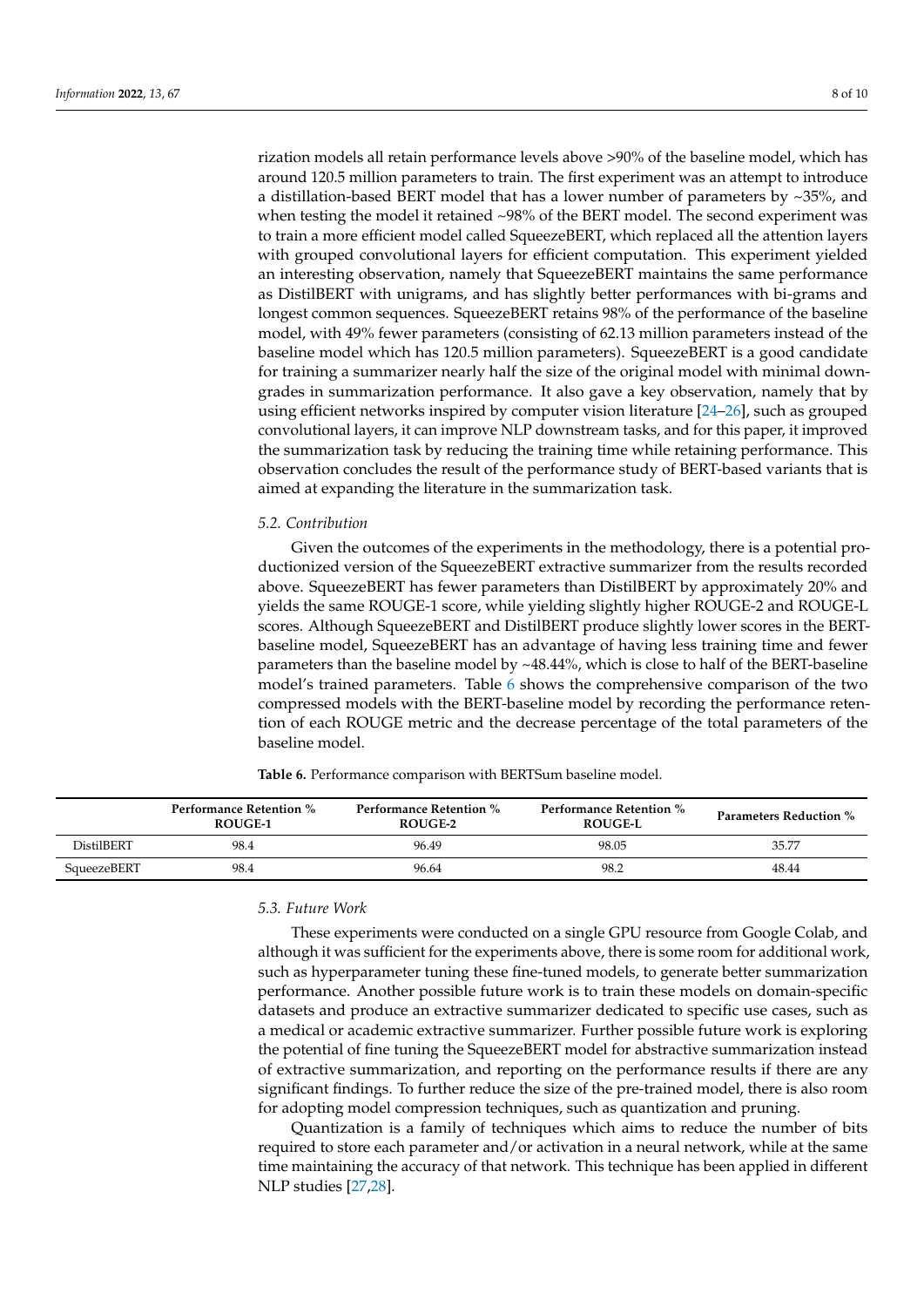rization models all retain performance levels above >90% of the baseline model, which has around 120.5 million parameters to train. The first experiment was an attempt to introduce a distillation-based BERT model that has a lower number of parameters by ~35%, and when testing the model it retained ~98% of the BERT model. The second experiment was to train a more efficient model called SqueezeBERT, which replaced all the attention layers with grouped convolutional layers for efficient computation. This experiment yielded an interesting observation, namely that SqueezeBERT maintains the same performance as DistilBERT with unigrams, and has slightly better performances with bi-grams and longest common sequences. SqueezeBERT retains 98% of the performance of the baseline model, with 49% fewer parameters (consisting of 62.13 million parameters instead of the baseline model which has 120.5 million parameters). SqueezeBERT is a good candidate for training a summarizer nearly half the size of the original model with minimal downgrades in summarization performance. It also gave a key observation, namely that by using efficient networks inspired by computer vision literature [24–26], such as grouped convolutional layers, it can improve NLP downstream tasks, and for this paper, it improved the summarization task by reducing the training time while retaining performance. This observation concludes the result of the performance study of BERT-based variants that is aimed at expanding the literature in the summarization task.

### 5.2. Contribution

Given the outcomes of the experiments in the methodology, there is a potential productionized version of the SqueezeBERT extractive summarizer from the results recorded above. SqueezeBERT has fewer parameters than DistilBERT by approximately 20% and yields the same ROUGE-1 score, while yielding slightly higher ROUGE-2 and ROUGE-L scores. Although SqueezeBERT and DistilBERT produce slightly lower scores in the BERT-baseline model, SqueezeBERT has an advantage of having less training time and fewer parameters than the baseline model by ~48.44%, which is close to half of the BERT-baseline model's trained parameters. Table 6 shows the comprehensive comparison of the two compressed models with the BERT-baseline model by recording the performance retention of each ROUGE metric and the decrease percentage of the total parameters of the baseline model.

**Table 6.** Performance comparison with BERTSum baseline model.

| | Performance Retention % ROUGE-1 | Performance Retention % ROUGE-2 | Performance Retention % ROUGE-L | Parameters Reduction % |
|---|---|---|---|---|
| DistilBERT | 98.4 | 96.49 | 98.05 | 35.77 |
| SqueezeBERT | 98.4 | 96.64 | 98.2 | 48.44 |

### 5.3. Future Work

These experiments were conducted on a single GPU resource from Google Colab, and although it was sufficient for the experiments above, there is some room for additional work, such as hyperparameter tuning these fine-tuned models, to generate better summarization performance. Another possible future work is to train these models on domain-specific datasets and produce an extractive summarizer dedicated to specific use cases, such as a medical or academic extractive summarizer. Further possible future work is exploring the potential of fine tuning the SqueezeBERT model for abstractive summarization instead of extractive summarization, and reporting on the performance results if there are any significant findings. To further reduce the size of the pre-trained model, there is also room for adopting model compression techniques, such as quantization and pruning.

Quantization is a family of techniques which aims to reduce the number of bits required to store each parameter and/or activation in a neural network, while at the same time maintaining the accuracy of that network. This technique has been applied in different NLP studies [27,28].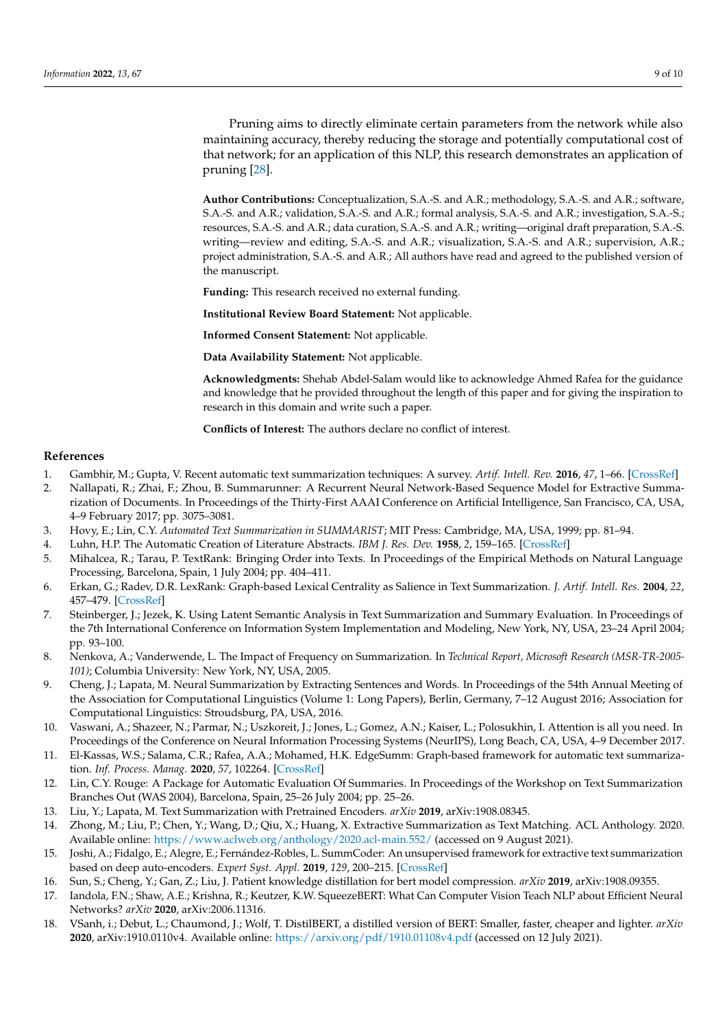Pruning aims to directly eliminate certain parameters from the network while also maintaining accuracy, thereby reducing the storage and potentially computational cost of that network; for an application of this NLP, this research demonstrates an application of pruning [28].

**Author Contributions:** Conceptualization, S.A.-S. and A.R.; methodology, S.A.-S. and A.R.; software, S.A.-S. and A.R.; validation, S.A.-S. and A.R.; formal analysis, S.A.-S. and A.R.; investigation, S.A.-S.; resources, S.A.-S. and A.R.; data curation, S.A.-S. and A.R.; writing—original draft preparation, S.A.-S. writing—review and editing, S.A.-S. and A.R.; visualization, S.A.-S. and A.R.; supervision, A.R.; project administration, S.A.-S. and A.R.; All authors have read and agreed to the published version of the manuscript.

**Funding:** This research received no external funding.

**Institutional Review Board Statement:** Not applicable.

**Informed Consent Statement:** Not applicable.

**Data Availability Statement:** Not applicable.

**Acknowledgments:** Shehab Abdel-Salam would like to acknowledge Ahmed Rafea for the guidance and knowledge that he provided throughout the length of this paper and for giving the inspiration to research in this domain and write such a paper.

**Conflicts of Interest:** The authors declare no conflict of interest.

## References

1. Gambhir, M.; Gupta, V. Recent automatic text summarization techniques: A survey. *Artif. Intell. Rev.* **2016**, *47*, 1–66. [CrossRef]
2. Nallapati, R.; Zhai, F.; Zhou, B. Summarunner: A Recurrent Neural Network-Based Sequence Model for Extractive Summarization of Documents. In Proceedings of the Thirty-First AAAI Conference on Artificial Intelligence, San Francisco, CA, USA, 4–9 February 2017; pp. 3075–3081.
3. Hovy, E.; Lin, C.Y. *Automated Text Summarization in SUMMARIST*; MIT Press: Cambridge, MA, USA, 1999; pp. 81–94.
4. Luhn, H.P. The Automatic Creation of Literature Abstracts. *IBM J. Res. Dev.* **1958**, *2*, 159–165. [CrossRef]
5. Mihalcea, R.; Tarau, P. TextRank: Bringing Order into Texts. In Proceedings of the Empirical Methods on Natural Language Processing, Barcelona, Spain, 1 July 2004; pp. 404–411.
6. Erkan, G.; Radev, D.R. LexRank: Graph-based Lexical Centrality as Salience in Text Summarization. *J. Artif. Intell. Res.* **2004**, *22*, 457–479. [CrossRef]
7. Steinberger, J.; Jezek, K. Using Latent Semantic Analysis in Text Summarization and Summary Evaluation. In Proceedings of the 7th International Conference on Information System Implementation and Modeling, New York, NY, USA, 23–24 April 2004; pp. 93–100.
8. Nenkova, A.; Vanderwende, L. The Impact of Frequency on Summarization. In *Technical Report, Microsoft Research (MSR-TR-2005-101)*; Columbia University: New York, NY, USA, 2005.
9. Cheng, J.; Lapata, M. Neural Summarization by Extracting Sentences and Words. In Proceedings of the 54th Annual Meeting of the Association for Computational Linguistics (Volume 1: Long Papers), Berlin, Germany, 7–12 August 2016; Association for Computational Linguistics: Stroudsburg, PA, USA, 2016.
10. Vaswani, A.; Shazeer, N.; Parmar, N.; Uszkoreit, J.; Jones, L.; Gomez, A.N.; Kaiser, L.; Polosukhin, I. Attention is all you need. In Proceedings of the Conference on Neural Information Processing Systems (NeurIPS), Long Beach, CA, USA, 4–9 December 2017.
11. El-Kassas, W.S.; Salama, C.R.; Rafea, A.A.; Mohamed, H.K. EdgeSumm: Graph-based framework for automatic text summarization. *Inf. Process. Manag.* **2020**, *57*, 102264. [CrossRef]
12. Lin, C.Y. Rouge: A Package for Automatic Evaluation Of Summaries. In Proceedings of the Workshop on Text Summarization Branches Out (WAS 2004), Barcelona, Spain, 25–26 July 2004; pp. 25–26.
13. Liu, Y.; Lapata, M. Text Summarization with Pretrained Encoders. *arXiv* **2019**, arXiv:1908.08345.
14. Zhong, M.; Liu, P.; Chen, Y.; Wang, D.; Qiu, X.; Huang, X. Extractive Summarization as Text Matching. ACL Anthology. 2020. Available online: https://www.aclweb.org/anthology/2020.acl-main.552/ (accessed on 9 August 2021).
15. Joshi, A.; Fidalgo, E.; Alegre, E.; Fernández-Robles, L. SummCoder: An unsupervised framework for extractive text summarization based on deep auto-encoders. *Expert Syst. Appl.* **2019**, *129*, 200–215. [CrossRef]
16. Sun, S.; Cheng, Y.; Gan, Z.; Liu, J. Patient knowledge distillation for bert model compression. *arXiv* **2019**, arXiv:1908.09355.
17. Iandola, F.N.; Shaw, A.E.; Krishna, R.; Keutzer, K.W. SqueezeBERT: What Can Computer Vision Teach NLP about Efficient Neural Networks? *arXiv* **2020**, arXiv:2006.11316.
18. VSanh, i.; Debut, L.; Chaumond, J.; Wolf, T. DistilBERT, a distilled version of BERT: Smaller, faster, cheaper and lighter. *arXiv* **2020**, arXiv:1910.0110v4. Available online: https://arxiv.org/pdf/1910.01108v4.pdf (accessed on 12 July 2021).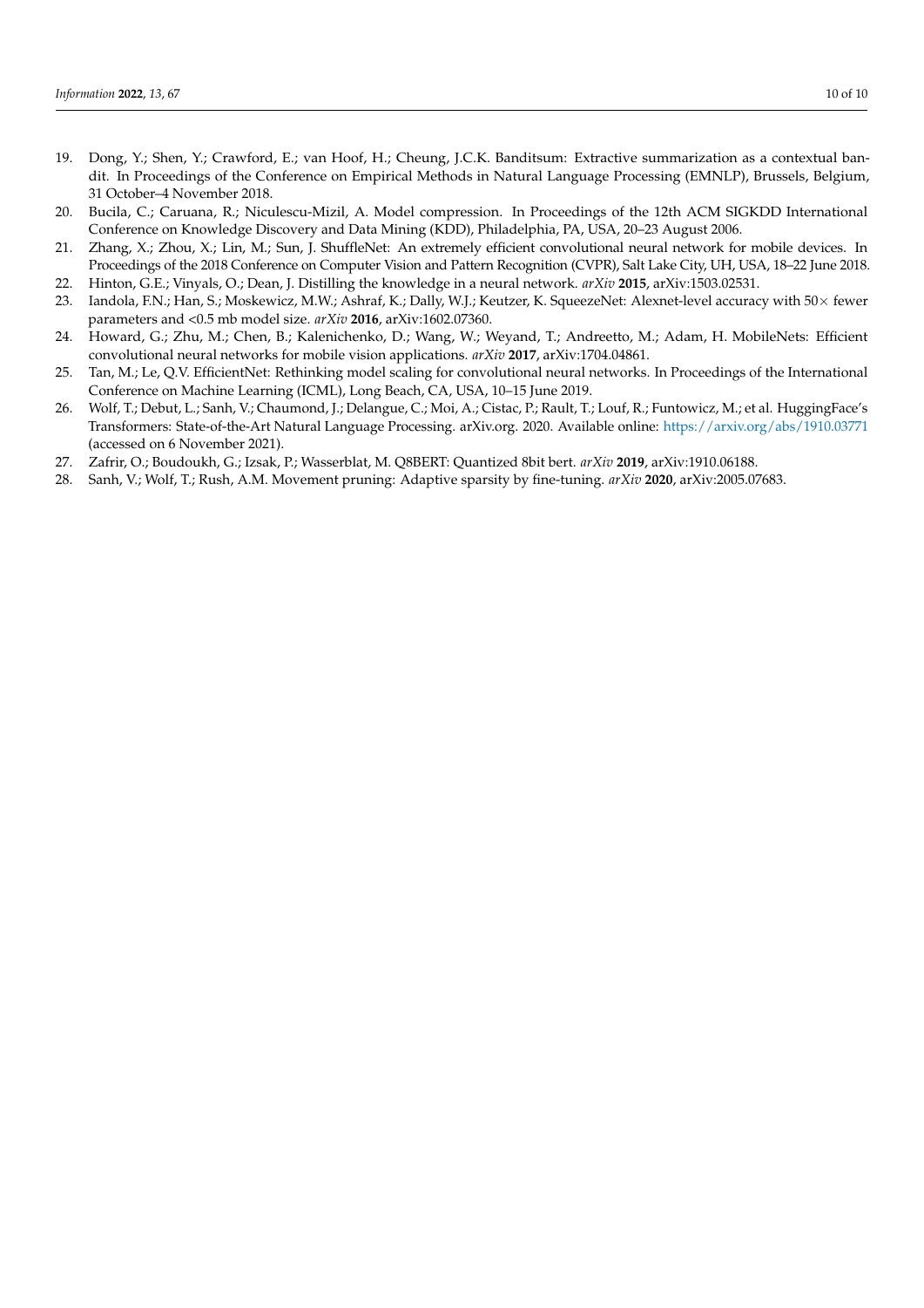19. Dong, Y.; Shen, Y.; Crawford, E.; van Hoof, H.; Cheung, J.C.K. Banditsum: Extractive summarization as a contextual bandit. In Proceedings of the Conference on Empirical Methods in Natural Language Processing (EMNLP), Brussels, Belgium, 31 October–4 November 2018.
20. Bucila, C.; Caruana, R.; Niculescu-Mizil, A. Model compression. In Proceedings of the 12th ACM SIGKDD International Conference on Knowledge Discovery and Data Mining (KDD), Philadelphia, PA, USA, 20–23 August 2006.
21. Zhang, X.; Zhou, X.; Lin, M.; Sun, J. ShuffleNet: An extremely efficient convolutional neural network for mobile devices. In Proceedings of the 2018 Conference on Computer Vision and Pattern Recognition (CVPR), Salt Lake City, UH, USA, 18–22 June 2018.
22. Hinton, G.E.; Vinyals, O.; Dean, J. Distilling the knowledge in a neural network. *arXiv* **2015**, arXiv:1503.02531.
23. Iandola, F.N.; Han, S.; Moskewicz, M.W.; Ashraf, K.; Dally, W.J.; Keutzer, K. SqueezeNet: Alexnet-level accuracy with 50× fewer parameters and <0.5 mb model size. *arXiv* **2016**, arXiv:1602.07360.
24. Howard, G.; Zhu, M.; Chen, B.; Kalenichenko, D.; Wang, W.; Weyand, T.; Andreetto, M.; Adam, H. MobileNets: Efficient convolutional neural networks for mobile vision applications. *arXiv* **2017**, arXiv:1704.04861.
25. Tan, M.; Le, Q.V. EfficientNet: Rethinking model scaling for convolutional neural networks. In Proceedings of the International Conference on Machine Learning (ICML), Long Beach, CA, USA, 10–15 June 2019.
26. Wolf, T.; Debut, L.; Sanh, V.; Chaumond, J.; Delangue, C.; Moi, A.; Cistac, P.; Rault, T.; Louf, R.; Funtowicz, M.; et al. HuggingFace's Transformers: State-of-the-Art Natural Language Processing. arXiv.org. 2020. Available online: https://arxiv.org/abs/1910.03771 (accessed on 6 November 2021).
27. Zafrir, O.; Boudoukh, G.; Izsak, P.; Wasserblat, M. Q8BERT: Quantized 8bit bert. *arXiv* **2019**, arXiv:1910.06188.
28. Sanh, V.; Wolf, T.; Rush, A.M. Movement pruning: Adaptive sparsity by fine-tuning. *arXiv* **2020**, arXiv:2005.07683.